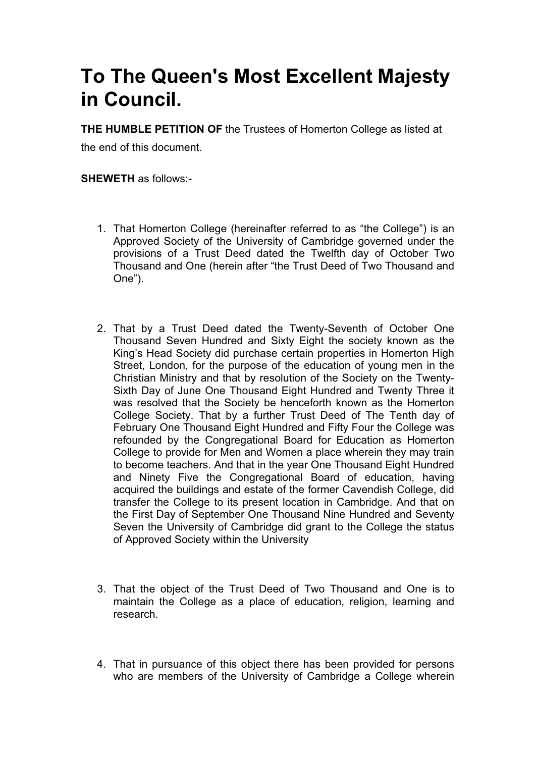# To The Queen's Most Excellent Majesty in Council.

**THE HUMBLE PETITION OF** the Trustees of Homerton College as listed at the end of this document.

**SHEWETH** as follows:-

1. That Homerton College (hereinafter referred to as "the College") is an Approved Society of the University of Cambridge governed under the provisions of a Trust Deed dated the Twelfth day of October Two Thousand and One (herein after "the Trust Deed of Two Thousand and One").

2. That by a Trust Deed dated the Twenty-Seventh of October One Thousand Seven Hundred and Sixty Eight the society known as the King's Head Society did purchase certain properties in Homerton High Street, London, for the purpose of the education of young men in the Christian Ministry and that by resolution of the Society on the Twenty-Sixth Day of June One Thousand Eight Hundred and Twenty Three it was resolved that the Society be henceforth known as the Homerton College Society. That by a further Trust Deed of The Tenth day of February One Thousand Eight Hundred and Fifty Four the College was refounded by the Congregational Board for Education as Homerton College to provide for Men and Women a place wherein they may train to become teachers. And that in the year One Thousand Eight Hundred and Ninety Five the Congregational Board of education, having acquired the buildings and estate of the former Cavendish College, did transfer the College to its present location in Cambridge. And that on the First Day of September One Thousand Nine Hundred and Seventy Seven the University of Cambridge did grant to the College the status of Approved Society within the University

3. That the object of the Trust Deed of Two Thousand and One is to maintain the College as a place of education, religion, learning and research.

4. That in pursuance of this object there has been provided for persons who are members of the University of Cambridge a College wherein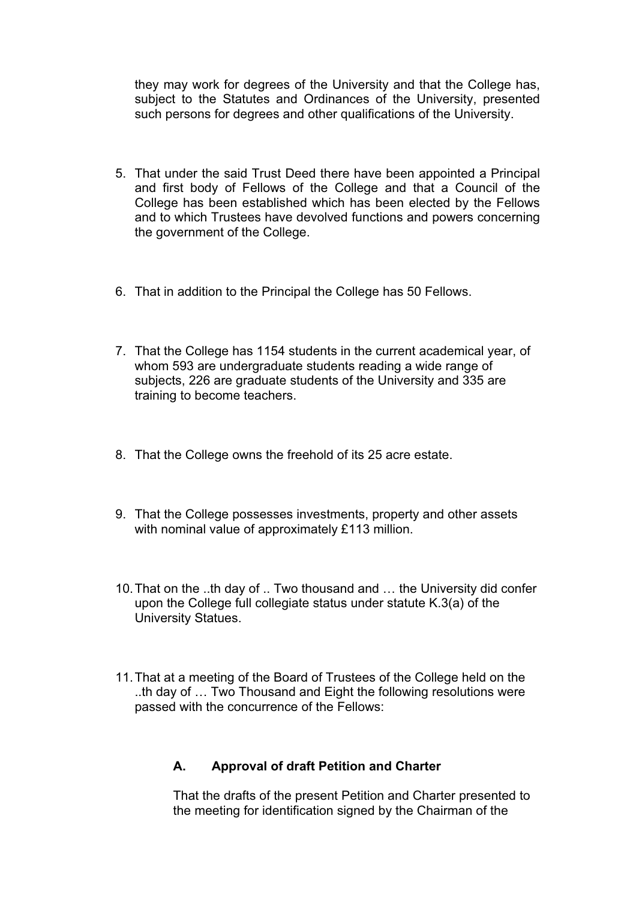they may work for degrees of the University and that the College has, subject to the Statutes and Ordinances of the University, presented such persons for degrees and other qualifications of the University.

5. That under the said Trust Deed there have been appointed a Principal and first body of Fellows of the College and that a Council of the College has been established which has been elected by the Fellows and to which Trustees have devolved functions and powers concerning the government of the College.

6. That in addition to the Principal the College has 50 Fellows.

7. That the College has 1154 students in the current academical year, of whom 593 are undergraduate students reading a wide range of subjects, 226 are graduate students of the University and 335 are training to become teachers.

8. That the College owns the freehold of its 25 acre estate.

9. That the College possesses investments, property and other assets with nominal value of approximately £113 million.

10. That on the ..th day of .. Two thousand and … the University did confer upon the College full collegiate status under statute K.3(a) of the University Statues.

11. That at a meeting of the Board of Trustees of the College held on the ..th day of … Two Thousand and Eight the following resolutions were passed with the concurrence of the Fellows:

   **A. Approval of draft Petition and Charter**

   That the drafts of the present Petition and Charter presented to the meeting for identification signed by the Chairman of the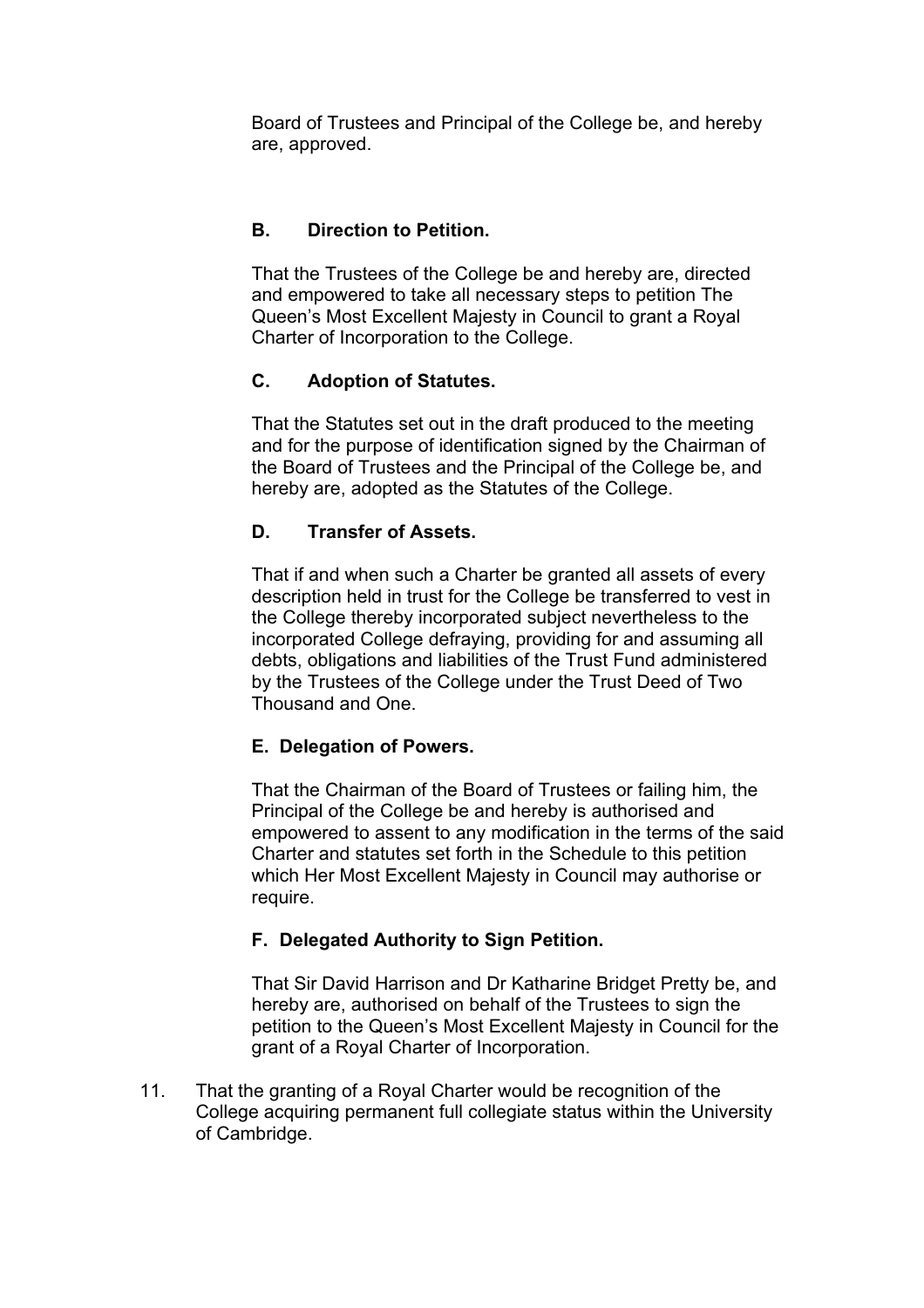Board of Trustees and Principal of the College be, and hereby are, approved.

**B. Direction to Petition.**

That the Trustees of the College be and hereby are, directed and empowered to take all necessary steps to petition The Queen's Most Excellent Majesty in Council to grant a Royal Charter of Incorporation to the College.

**C. Adoption of Statutes.**

That the Statutes set out in the draft produced to the meeting and for the purpose of identification signed by the Chairman of the Board of Trustees and the Principal of the College be, and hereby are, adopted as the Statutes of the College.

**D. Transfer of Assets.**

That if and when such a Charter be granted all assets of every description held in trust for the College be transferred to vest in the College thereby incorporated subject nevertheless to the incorporated College defraying, providing for and assuming all debts, obligations and liabilities of the Trust Fund administered by the Trustees of the College under the Trust Deed of Two Thousand and One.

**E. Delegation of Powers.**

That the Chairman of the Board of Trustees or failing him, the Principal of the College be and hereby is authorised and empowered to assent to any modification in the terms of the said Charter and statutes set forth in the Schedule to this petition which Her Most Excellent Majesty in Council may authorise or require.

**F. Delegated Authority to Sign Petition.**

That Sir David Harrison and Dr Katharine Bridget Pretty be, and hereby are, authorised on behalf of the Trustees to sign the petition to the Queen's Most Excellent Majesty in Council for the grant of a Royal Charter of Incorporation.

11. That the granting of a Royal Charter would be recognition of the College acquiring permanent full collegiate status within the University of Cambridge.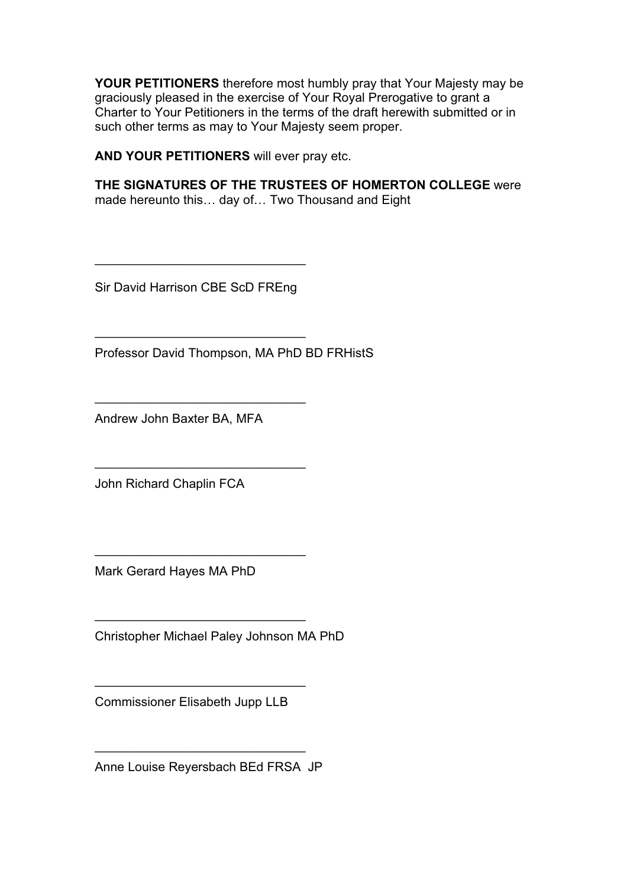**YOUR PETITIONERS** therefore most humbly pray that Your Majesty may be graciously pleased in the exercise of Your Royal Prerogative to grant a Charter to Your Petitioners in the terms of the draft herewith submitted or in such other terms as may to Your Majesty seem proper.

**AND YOUR PETITIONERS** will ever pray etc.

**THE SIGNATURES OF THE TRUSTEES OF HOMERTON COLLEGE** were made hereunto this… day of… Two Thousand and Eight

______________________________

Sir David Harrison CBE ScD FREng

______________________________

Professor David Thompson, MA PhD BD FRHistS

______________________________

Andrew John Baxter BA, MFA

______________________________

John Richard Chaplin FCA

______________________________

Mark Gerard Hayes MA PhD

______________________________

Christopher Michael Paley Johnson MA PhD

______________________________

Commissioner Elisabeth Jupp LLB

______________________________

Anne Louise Reyersbach BEd FRSA JP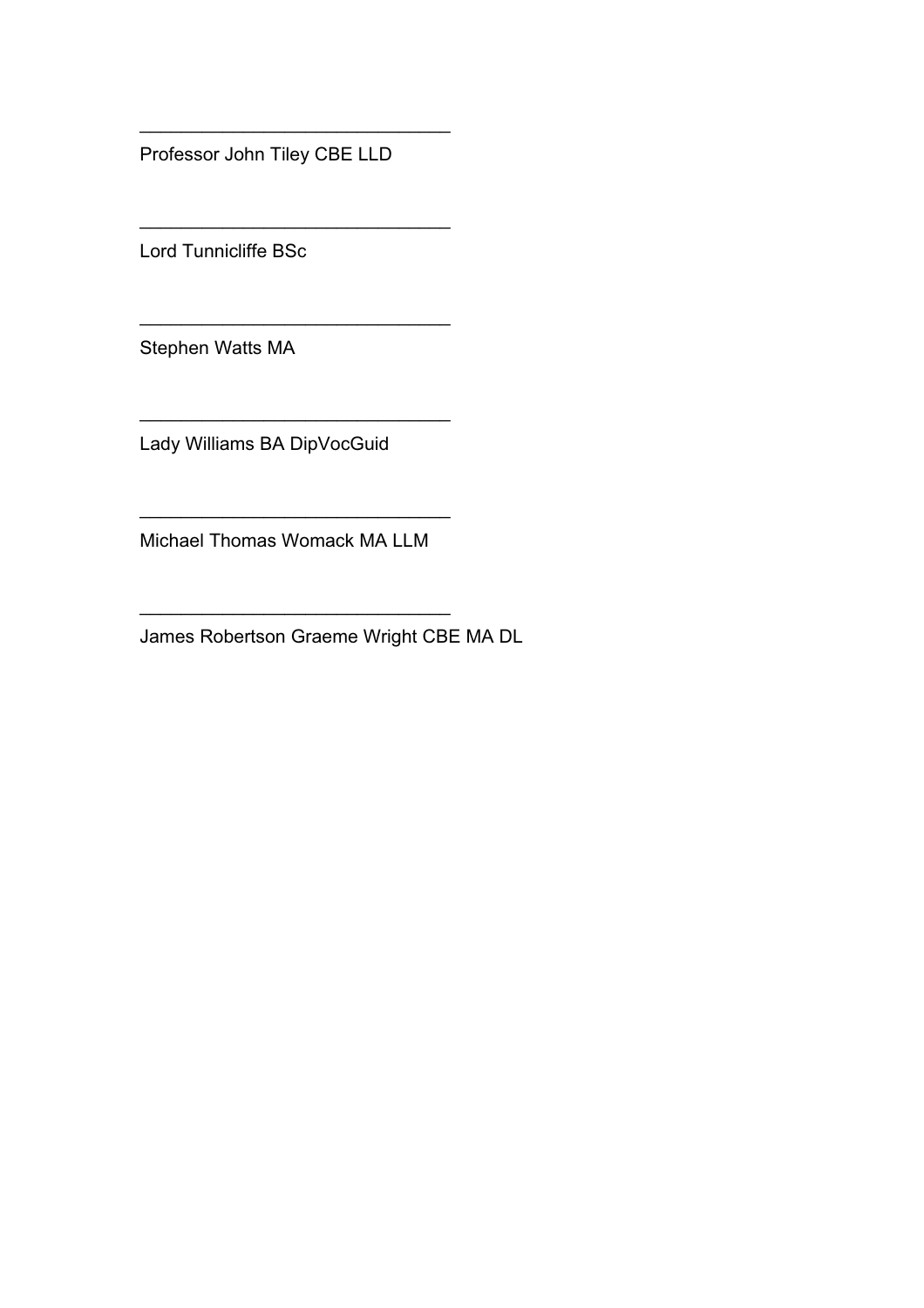______________________________

Professor John Tiley CBE LLD

______________________________

Lord Tunnicliffe BSc

______________________________

Stephen Watts MA

______________________________

Lady Williams BA DipVocGuid

______________________________

Michael Thomas Womack MA LLM

______________________________

James Robertson Graeme Wright CBE MA DL